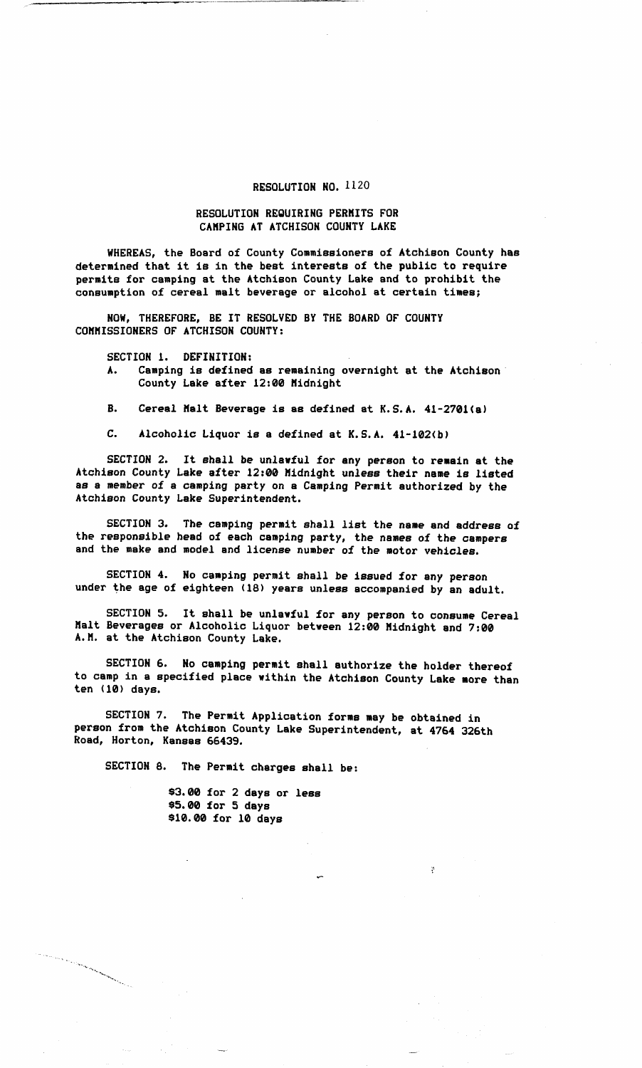# RESOLUTION NO. 1120

## RESOLUTION REQUIRING PERMITS FOR CAMPING AT ATCHISON COUNTY LAKE

WHEREAS, the Board of County Commissioners of Atchison County has determined that it is in the best interests of the public to require permits for camping at the Atchison County Lake and to prohibit the consumption of cereal malt beverage or alcohol at certain times;

NOW, THEREFORE, BE IT RESOLVED BY THE BOARD OF COUNTY COMMISSIONERS OF ATCHISON COUNTY:

SECTION 1. DEFINITION:

A. Camping is defined as remaining overnight at the Atchison County Lake after 12:00 Midnight

B. Cereal Malt Beverage is as defined at K.S.A. 41-2701(a)

C. Alcoholic Liquor is a defined at K.S.A. 41-102(b)

SECTION 2. It shall be unlawful for any person to remain at the Atchison County Lake after 12:00 Midnight unless their name is listed as a member of a camping party on a Camping Permit authorized by the Atchison County Lake Superintendent.

SECTION 3. The camping permit shall list the name and address of the responsible head of each camping party, the names of the campers and the make and model and license number of the motor vehicles.

SECTION 4. No camping permit shall be issued for any person under the age of eighteen (18) years unless accompanied by an adult.

SECTION 5. It shall be unlawful for any person to consume Cereal Malt Beverages or Alcoholic Liquor between 12:00 Midnight and 7:00 A.M. at the Atchison County Lake.

SECTION 6. No camping permit shall authorize the holder thereof to camp in a specified place within the Atchison County Lake more than ten (10) days.

SECTION 7. The Permit Application forms may be obtained in person from the Atchison County Lake Superintendent, at 4764 326th Road, Horton, Kansas 66439.

SECTION 8. The Permit charges shall be:

$3.00 for 2 days or less
$5.00 for 5 days
$10.00 for 10 days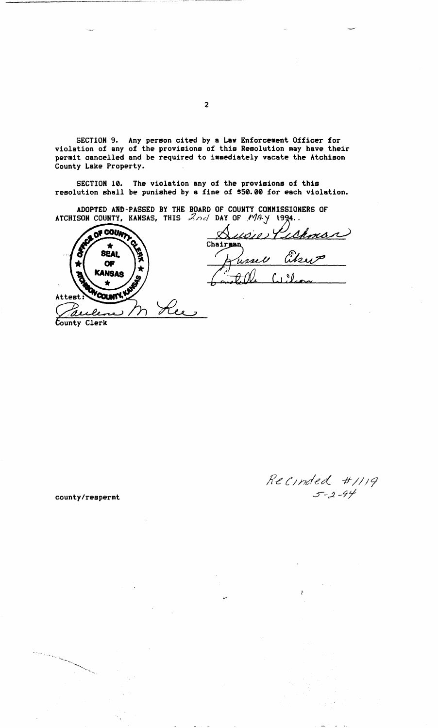SECTION 9. Any person cited by a Law Enforcement Officer for violation of any of the provisions of this Resolution may have their permit cancelled and be required to immediately vacate the Atchison County Lake Property.

SECTION 10. The violation any of the provisions of this resolution shall be punished by a fine of $50.00 for each violation.

ADOPTED AND PASSED BY THE BOARD OF COUNTY COMMISSIONERS OF ATCHISON COUNTY, KANSAS, THIS 2nd DAY OF MAY 1994..

OFFICE OF COUNTY CLERK SEAL OF KANSAS ATCHISON COUNTY, KANSAS

Susie Pickman
Chairman

Russell Elser

Carl Wilson

Attest:

Paulene M Lee
County Clerk

Recinded #1119
5-2-94

county/respermt